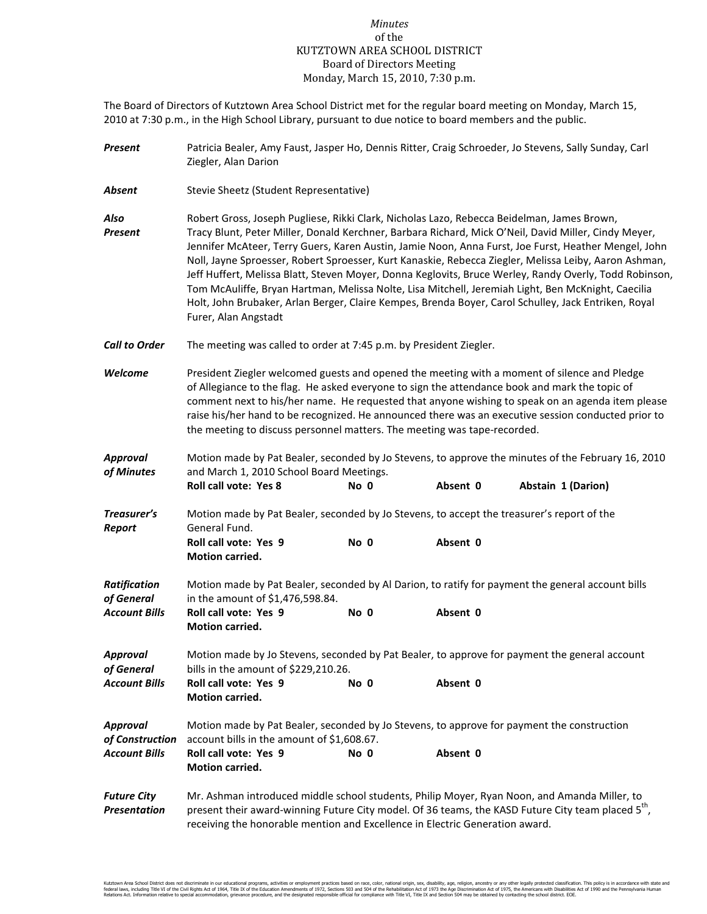*Minutes*
of the
KUTZTOWN AREA SCHOOL DISTRICT
Board of Directors Meeting
Monday, March 15, 2010, 7:30 p.m.

The Board of Directors of Kutztown Area School District met for the regular board meeting on Monday, March 15, 2010 at 7:30 p.m., in the High School Library, pursuant to due notice to board members and the public.

***Present*** Patricia Bealer, Amy Faust, Jasper Ho, Dennis Ritter, Craig Schroeder, Jo Stevens, Sally Sunday, Carl Ziegler, Alan Darion

***Absent*** Stevie Sheetz (Student Representative)

***Also Present*** Robert Gross, Joseph Pugliese, Rikki Clark, Nicholas Lazo, Rebecca Beidelman, James Brown, Tracy Blunt, Peter Miller, Donald Kerchner, Barbara Richard, Mick O'Neil, David Miller, Cindy Meyer, Jennifer McAteer, Terry Guers, Karen Austin, Jamie Noon, Anna Furst, Joe Furst, Heather Mengel, John Noll, Jayne Sproesser, Robert Sproesser, Kurt Kanaskie, Rebecca Ziegler, Melissa Leiby, Aaron Ashman, Jeff Huffert, Melissa Blatt, Steven Moyer, Donna Keglovits, Bruce Werley, Randy Overly, Todd Robinson, Tom McAuliffe, Bryan Hartman, Melissa Nolte, Lisa Mitchell, Jeremiah Light, Ben McKnight, Caecilia Holt, John Brubaker, Arlan Berger, Claire Kempes, Brenda Boyer, Carol Schulley, Jack Entriken, Royal Furer, Alan Angstadt

***Call to Order*** The meeting was called to order at 7:45 p.m. by President Ziegler.

***Welcome*** President Ziegler welcomed guests and opened the meeting with a moment of silence and Pledge of Allegiance to the flag. He asked everyone to sign the attendance book and mark the topic of comment next to his/her name. He requested that anyone wishing to speak on an agenda item please raise his/her hand to be recognized. He announced there was an executive session conducted prior to the meeting to discuss personnel matters. The meeting was tape-recorded.

***Approval of Minutes*** Motion made by Pat Bealer, seconded by Jo Stevens, to approve the minutes of the February 16, 2010 and March 1, 2010 School Board Meetings.
**Roll call vote: Yes 8 No 0 Absent 0 Abstain 1 (Darion)**

***Treasurer's Report*** Motion made by Pat Bealer, seconded by Jo Stevens, to accept the treasurer's report of the General Fund.
**Roll call vote: Yes 9 No 0 Absent 0**
**Motion carried.**

***Ratification of General Account Bills*** Motion made by Pat Bealer, seconded by Al Darion, to ratify for payment the general account bills in the amount of $1,476,598.84.
**Roll call vote: Yes 9 No 0 Absent 0**
**Motion carried.**

***Approval of General Account Bills*** Motion made by Jo Stevens, seconded by Pat Bealer, to approve for payment the general account bills in the amount of $229,210.26.
**Roll call vote: Yes 9 No 0 Absent 0**
**Motion carried.**

***Approval of Construction Account Bills*** Motion made by Pat Bealer, seconded by Jo Stevens, to approve for payment the construction account bills in the amount of $1,608.67.
**Roll call vote: Yes 9 No 0 Absent 0**
**Motion carried.**

***Future City Presentation*** Mr. Ashman introduced middle school students, Philip Moyer, Ryan Noon, and Amanda Miller, to present their award-winning Future City model. Of 36 teams, the KASD Future City team placed 5th, receiving the honorable mention and Excellence in Electric Generation award.

Kutztown Area School District does not discriminate in our educational programs, activities or employment practices based on race, color, national origin, sex, disability, age, religion, ancestry or any other legally protected classification. This policy is in accordance with state and federal laws, including Title VI of the Civil Rights Act of 1964, Title IX of the Education Amendments of 1972, Sections 503 and 504 of the Rehabilitation Act of 1973 the Age Discrimination Act of 1975, the Americans with Disabilities Act of 1990 and the Pennsylvania Human Relations Act. Information relative to special accommodation, grievance procedure, and the designated responsible official for compliance with Title VI, Title IX and Section 504 may be obtained by contacting the school district. EOE.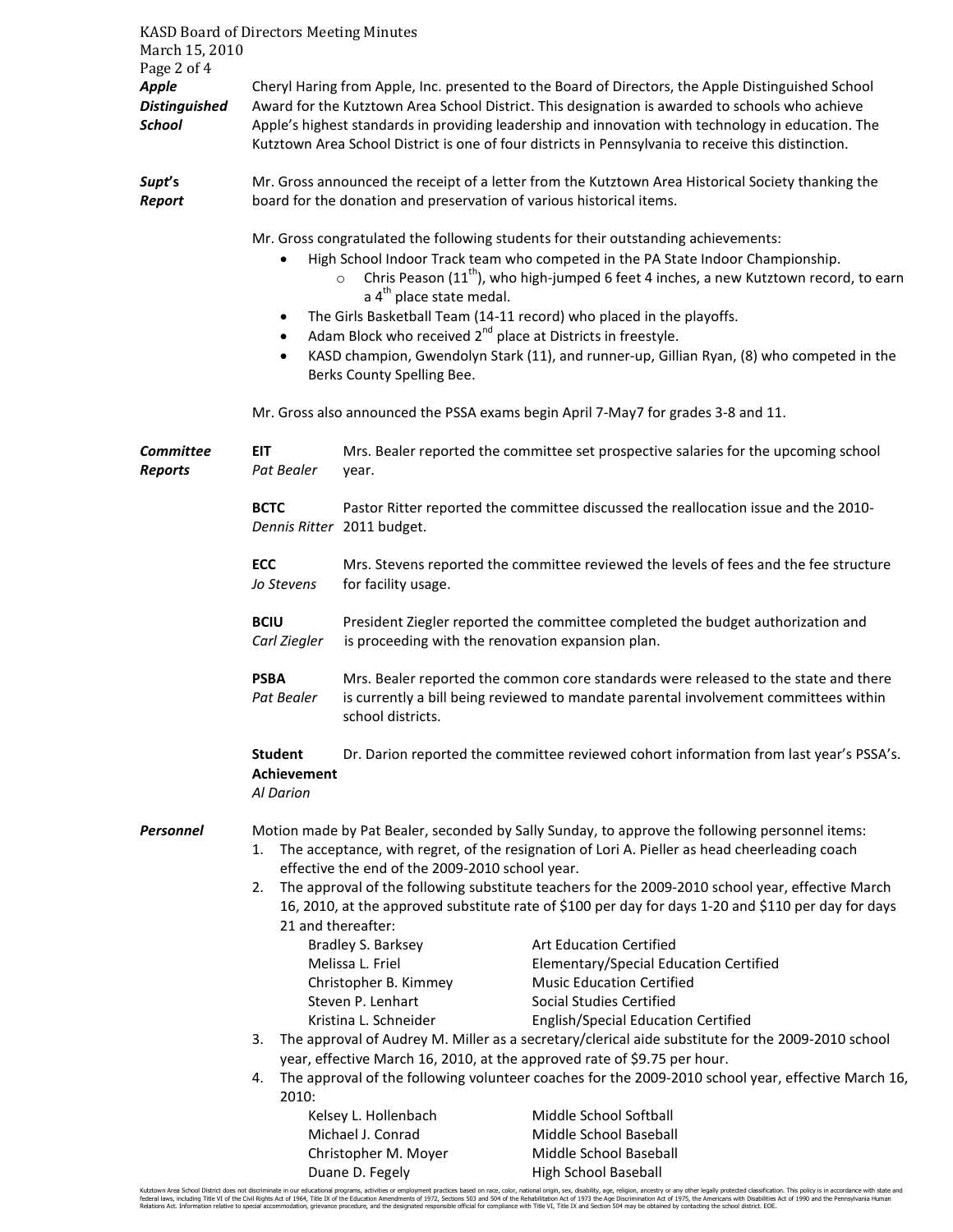**Apple Distinguished School**

Cheryl Haring from Apple, Inc. presented to the Board of Directors, the Apple Distinguished School Award for the Kutztown Area School District. This designation is awarded to schools who achieve Apple's highest standards in providing leadership and innovation with technology in education. The Kutztown Area School District is one of four districts in Pennsylvania to receive this distinction.

**Supt's Report**

Mr. Gross announced the receipt of a letter from the Kutztown Area Historical Society thanking the board for the donation and preservation of various historical items.

Mr. Gross congratulated the following students for their outstanding achievements:

- High School Indoor Track team who competed in the PA State Indoor Championship.
  - Chris Peason (11th), who high-jumped 6 feet 4 inches, a new Kutztown record, to earn a 4th place state medal.
- The Girls Basketball Team (14-11 record) who placed in the playoffs.
- Adam Block who received 2nd place at Districts in freestyle.
- KASD champion, Gwendolyn Stark (11), and runner-up, Gillian Ryan, (8) who competed in the Berks County Spelling Bee.

Mr. Gross also announced the PSSA exams begin April 7-May7 for grades 3-8 and 11.

**Committee Reports**

**EIT** *Pat Bealer* — Mrs. Bealer reported the committee set prospective salaries for the upcoming school year.

**BCTC** *Dennis Ritter* — Pastor Ritter reported the committee discussed the reallocation issue and the 2010-2011 budget.

**ECC** *Jo Stevens* — Mrs. Stevens reported the committee reviewed the levels of fees and the fee structure for facility usage.

**BCIU** *Carl Ziegler* — President Ziegler reported the committee completed the budget authorization and is proceeding with the renovation expansion plan.

**PSBA** *Pat Bealer* — Mrs. Bealer reported the common core standards were released to the state and there is currently a bill being reviewed to mandate parental involvement committees within school districts.

**Student Achievement** *Al Darion* — Dr. Darion reported the committee reviewed cohort information from last year's PSSA's.

**Personnel**

Motion made by Pat Bealer, seconded by Sally Sunday, to approve the following personnel items:

1. The acceptance, with regret, of the resignation of Lori A. Pieller as head cheerleading coach effective the end of the 2009-2010 school year.
2. The approval of the following substitute teachers for the 2009-2010 school year, effective March 16, 2010, at the approved substitute rate of $100 per day for days 1-20 and $110 per day for days 21 and thereafter:

| | |
|---|---|
| Bradley S. Barksey | Art Education Certified |
| Melissa L. Friel | Elementary/Special Education Certified |
| Christopher B. Kimmey | Music Education Certified |
| Steven P. Lenhart | Social Studies Certified |
| Kristina L. Schneider | English/Special Education Certified |

3. The approval of Audrey M. Miller as a secretary/clerical aide substitute for the 2009-2010 school year, effective March 16, 2010, at the approved rate of $9.75 per hour.
4. The approval of the following volunteer coaches for the 2009-2010 school year, effective March 16, 2010:

| | |
|---|---|
| Kelsey L. Hollenbach | Middle School Softball |
| Michael J. Conrad | Middle School Baseball |
| Christopher M. Moyer | Middle School Baseball |
| Duane D. Fegely | High School Baseball |

Kutztown Area School District does not discriminate in our educational programs, activities or employment practices based on race, color, national origin, sex, disability, age, religion, ancestry or any other legally protected classification. This policy is in accordance with state and federal laws, including Title VI of the Civil Rights Act of 1964, Title IX of the Education Amendments of 1972, Sections 503 and 504 of the Rehabilitation Act of 1973 the Age Discrimination Act of 1975, the Americans with Disabilities Act of 1990 and the Pennsylvania Human Relations Act. Information relative to special accommodation, grievance procedure, and the designated responsible official for compliance with Title VI, Title IX and Section 504 may be obtained by contacting the school district. EOE.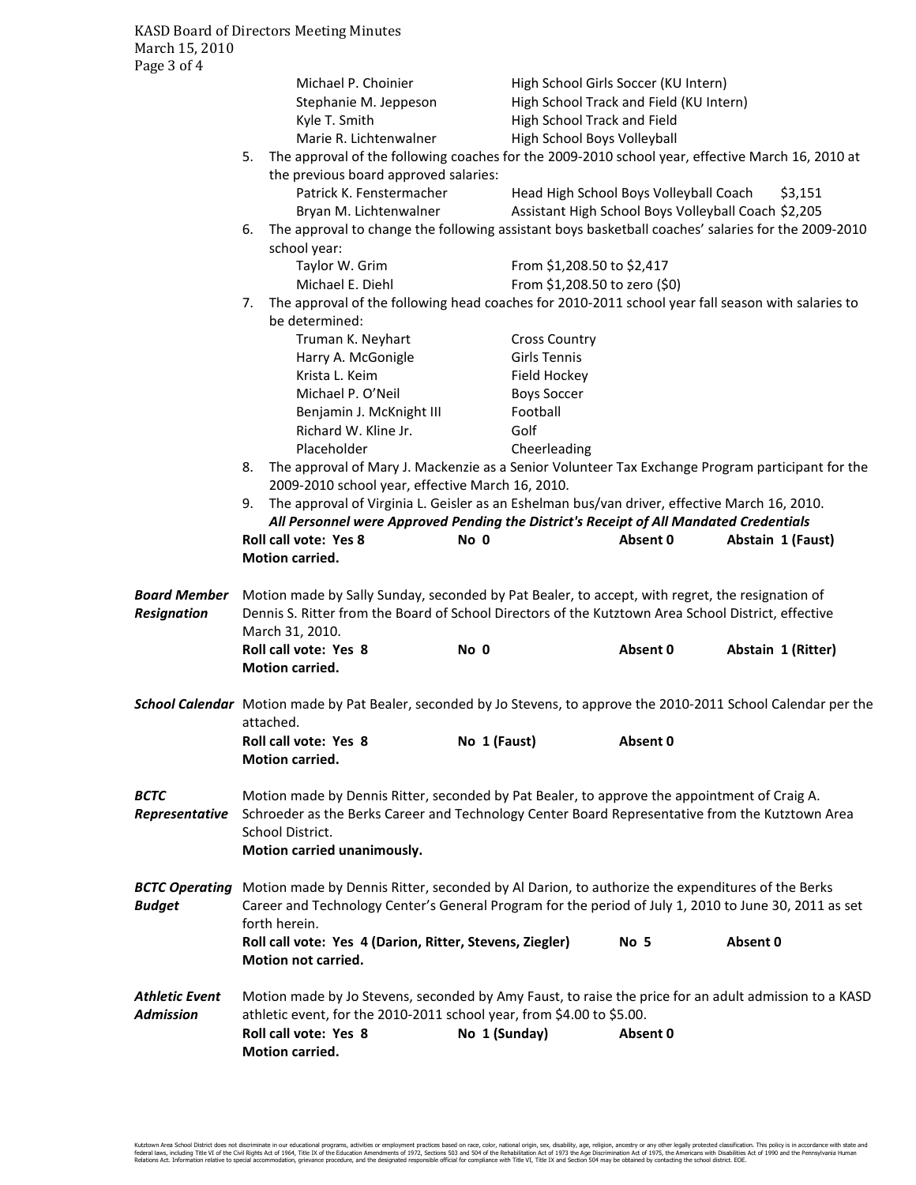| | |
|---|---|
| Michael P. Choinier | High School Girls Soccer (KU Intern) |
| Stephanie M. Jeppeson | High School Track and Field (KU Intern) |
| Kyle T. Smith | High School Track and Field |
| Marie R. Lichtenwalner | High School Boys Volleyball |

5. The approval of the following coaches for the 2009-2010 school year, effective March 16, 2010 at the previous board approved salaries:

| | | |
|---|---|---|
| Patrick K. Fenstermacher | Head High School Boys Volleyball Coach | $3,151 |
| Bryan M. Lichtenwalner | Assistant High School Boys Volleyball Coach | $2,205 |

6. The approval to change the following assistant boys basketball coaches' salaries for the 2009-2010 school year:

| | |
|---|---|
| Taylor W. Grim | From $1,208.50 to $2,417 |
| Michael E. Diehl | From $1,208.50 to zero ($0) |

7. The approval of the following head coaches for 2010-2011 school year fall season with salaries to be determined:

| | |
|---|---|
| Truman K. Neyhart | Cross Country |
| Harry A. McGonigle | Girls Tennis |
| Krista L. Keim | Field Hockey |
| Michael P. O'Neil | Boys Soccer |
| Benjamin J. McKnight III | Football |
| Richard W. Kline Jr. | Golf |
| Placeholder | Cheerleading |

8. The approval of Mary J. Mackenzie as a Senior Volunteer Tax Exchange Program participant for the 2009-2010 school year, effective March 16, 2010.
9. The approval of Virginia L. Geisler as an Eshelman bus/van driver, effective March 16, 2010.

***All Personnel were Approved Pending the District's Receipt of All Mandated Credentials***

**Roll call vote: Yes 8 No 0 Absent 0 Abstain 1 (Faust)**
**Motion carried.**

***Board Member Resignation*** Motion made by Sally Sunday, seconded by Pat Bealer, to accept, with regret, the resignation of Dennis S. Ritter from the Board of School Directors of the Kutztown Area School District, effective March 31, 2010.

**Roll call vote: Yes 8 No 0 Absent 0 Abstain 1 (Ritter)**
**Motion carried.**

***School Calendar*** Motion made by Pat Bealer, seconded by Jo Stevens, to approve the 2010-2011 School Calendar per the attached.

**Roll call vote: Yes 8 No 1 (Faust) Absent 0**
**Motion carried.**

***BCTC Representative*** Motion made by Dennis Ritter, seconded by Pat Bealer, to approve the appointment of Craig A. Schroeder as the Berks Career and Technology Center Board Representative from the Kutztown Area School District.

**Motion carried unanimously.**

***BCTC Operating Budget*** Motion made by Dennis Ritter, seconded by Al Darion, to authorize the expenditures of the Berks Career and Technology Center's General Program for the period of July 1, 2010 to June 30, 2011 as set forth herein.

**Roll call vote: Yes 4 (Darion, Ritter, Stevens, Ziegler) No 5 Absent 0**
**Motion not carried.**

***Athletic Event Admission*** Motion made by Jo Stevens, seconded by Amy Faust, to raise the price for an adult admission to a KASD athletic event, for the 2010-2011 school year, from $4.00 to $5.00.

**Roll call vote: Yes 8 No 1 (Sunday) Absent 0**
**Motion carried.**

Kutztown Area School District does not discriminate in our educational programs, activities or employment practices based on race, color, national origin, sex, disability, age, religion, ancestry or any other legally protected classification. This policy is in accordance with state and federal laws, including Title VI of the Civil Rights Act of 1964, Title IX of the Education Amendments of 1972, Sections 503 and 504 of the Rehabilitation Act of 1973 the Age Discrimination Act of 1975, the Americans with Disabilities Act of 1990 and the Pennsylvania Human Relations Act. Information relative to special accommodation, grievance procedure, and the designated responsible official for compliance with Title VI, Title IX and Section 504 may be obtained by contacting the school district. EOE.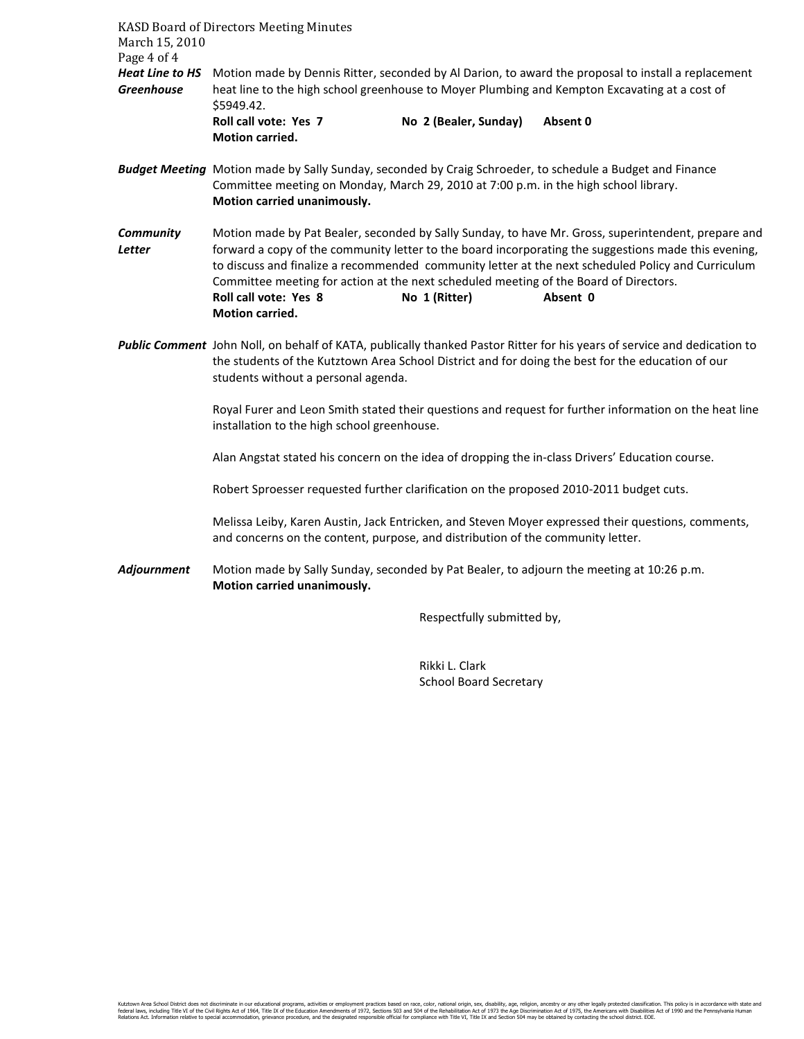***Heat Line to HS Greenhouse*** Motion made by Dennis Ritter, seconded by Al Darion, to award the proposal to install a replacement heat line to the high school greenhouse to Moyer Plumbing and Kempton Excavating at a cost of $5949.42.
**Roll call vote: Yes 7 No 2 (Bealer, Sunday) Absent 0**
**Motion carried.**

***Budget Meeting*** Motion made by Sally Sunday, seconded by Craig Schroeder, to schedule a Budget and Finance Committee meeting on Monday, March 29, 2010 at 7:00 p.m. in the high school library.
**Motion carried unanimously.**

***Community Letter*** Motion made by Pat Bealer, seconded by Sally Sunday, to have Mr. Gross, superintendent, prepare and forward a copy of the community letter to the board incorporating the suggestions made this evening, to discuss and finalize a recommended community letter at the next scheduled Policy and Curriculum Committee meeting for action at the next scheduled meeting of the Board of Directors.
**Roll call vote: Yes 8 No 1 (Ritter) Absent 0**
**Motion carried.**

***Public Comment*** John Noll, on behalf of KATA, publically thanked Pastor Ritter for his years of service and dedication to the students of the Kutztown Area School District and for doing the best for the education of our students without a personal agenda.

Royal Furer and Leon Smith stated their questions and request for further information on the heat line installation to the high school greenhouse.

Alan Angstat stated his concern on the idea of dropping the in-class Drivers' Education course.

Robert Sproesser requested further clarification on the proposed 2010-2011 budget cuts.

Melissa Leiby, Karen Austin, Jack Entricken, and Steven Moyer expressed their questions, comments, and concerns on the content, purpose, and distribution of the community letter.

***Adjournment*** Motion made by Sally Sunday, seconded by Pat Bealer, to adjourn the meeting at 10:26 p.m.
**Motion carried unanimously.**

Respectfully submitted by,

Rikki L. Clark
School Board Secretary

Kutztown Area School District does not discriminate in our educational programs, activities or employment practices based on race, color, national origin, sex, disability, age, religion, ancestry or any other legally protected classification. This policy is in accordance with state and federal laws, including Title VI of the Civil Rights Act of 1964, Title IX of the Education Amendments of 1972, Sections 503 and 504 of the Rehabilitation Act of 1973 the Age Discrimination Act of 1975, the Americans with Disabilities Act of 1990 and the Pennsylvania Human Relations Act. Information relative to special accommodation, grievance procedure, and the designated responsible official for compliance with Title VI, Title IX and Section 504 may be obtained by contacting the school district. EOE.